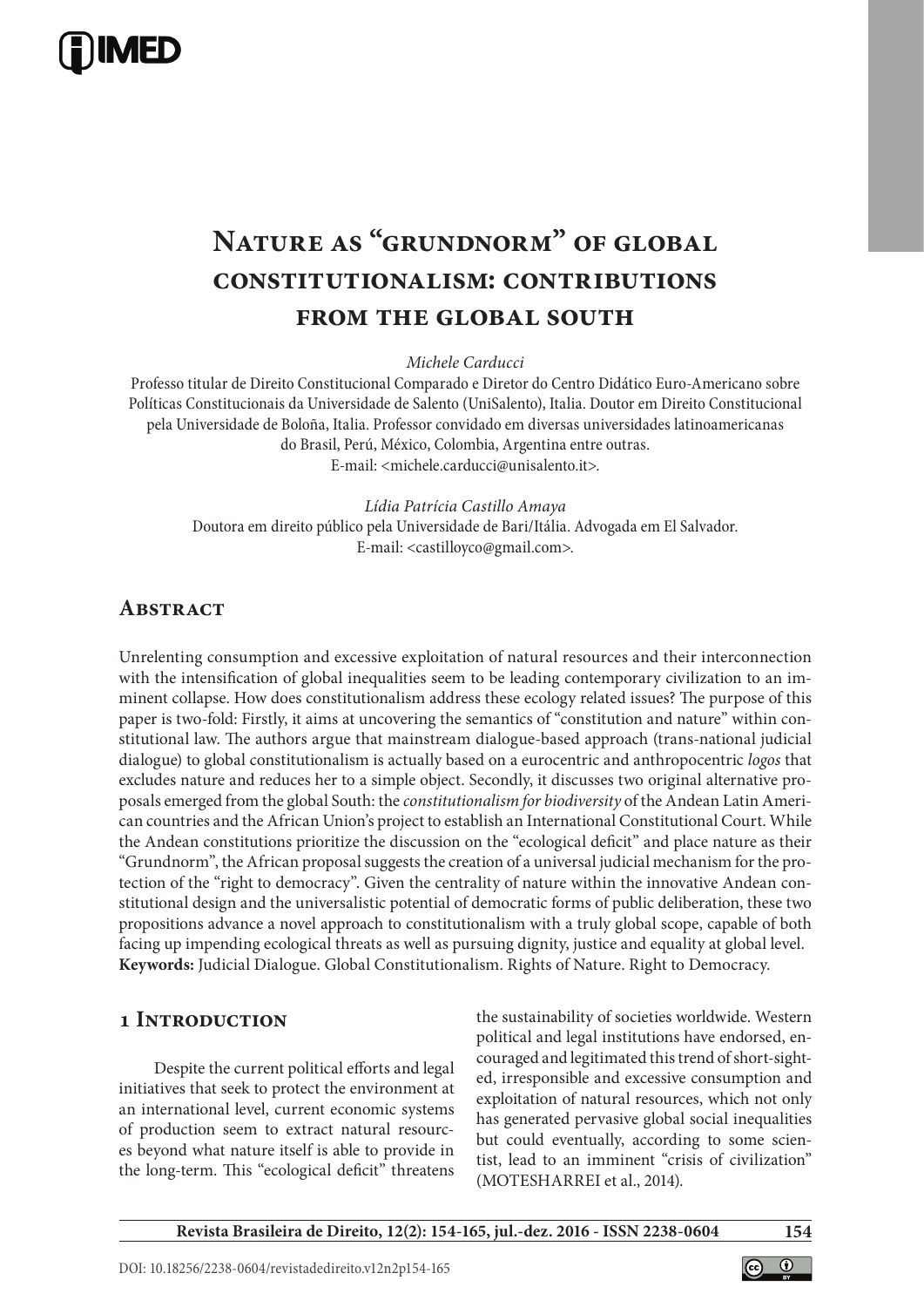# Nature as "grundnorm" of global constitutionalism: contributions from the global south

*Michele Carducci*

Professo titular de Direito Constitucional Comparado e Diretor do Centro Didático Euro-Americano sobre Políticas Constitucionais da Universidade de Salento (UniSalento), Italia. Doutor em Direito Constitucional pela Universidade de Boloña, Italia. Professor convidado em diversas universidades latinoamericanas do Brasil, Perú, México, Colombia, Argentina entre outras.
E-mail: <michele.carducci@unisalento.it>.

*Lídia Patrícia Castillo Amaya*

Doutora em direito público pela Universidade de Bari/Itália. Advogada em El Salvador.
E-mail: <castilloyco@gmail.com>.

## Abstract

Unrelenting consumption and excessive exploitation of natural resources and their interconnection with the intensification of global inequalities seem to be leading contemporary civilization to an imminent collapse. How does constitutionalism address these ecology related issues? The purpose of this paper is two-fold: Firstly, it aims at uncovering the semantics of "constitution and nature" within constitutional law. The authors argue that mainstream dialogue-based approach (trans-national judicial dialogue) to global constitutionalism is actually based on a eurocentric and anthropocentric *logos* that excludes nature and reduces her to a simple object. Secondly, it discusses two original alternative proposals emerged from the global South: the *constitutionalism for biodiversity* of the Andean Latin American countries and the African Union's project to establish an International Constitutional Court. While the Andean constitutions prioritize the discussion on the "ecological deficit" and place nature as their "Grundnorm", the African proposal suggests the creation of a universal judicial mechanism for the protection of the "right to democracy". Given the centrality of nature within the innovative Andean constitutional design and the universalistic potential of democratic forms of public deliberation, these two propositions advance a novel approach to constitutionalism with a truly global scope, capable of both facing up impending ecological threats as well as pursuing dignity, justice and equality at global level.
**Keywords:** Judicial Dialogue. Global Constitutionalism. Rights of Nature. Right to Democracy.

## 1 Introduction

Despite the current political efforts and legal initiatives that seek to protect the environment at an international level, current economic systems of production seem to extract natural resources beyond what nature itself is able to provide in the long-term. This "ecological deficit" threatens the sustainability of societies worldwide. Western political and legal institutions have endorsed, encouraged and legitimated this trend of short-sighted, irresponsible and excessive consumption and exploitation of natural resources, which not only has generated pervasive global social inequalities but could eventually, according to some scientist, lead to an imminent "crisis of civilization" (MOTESHARREI et al., 2014).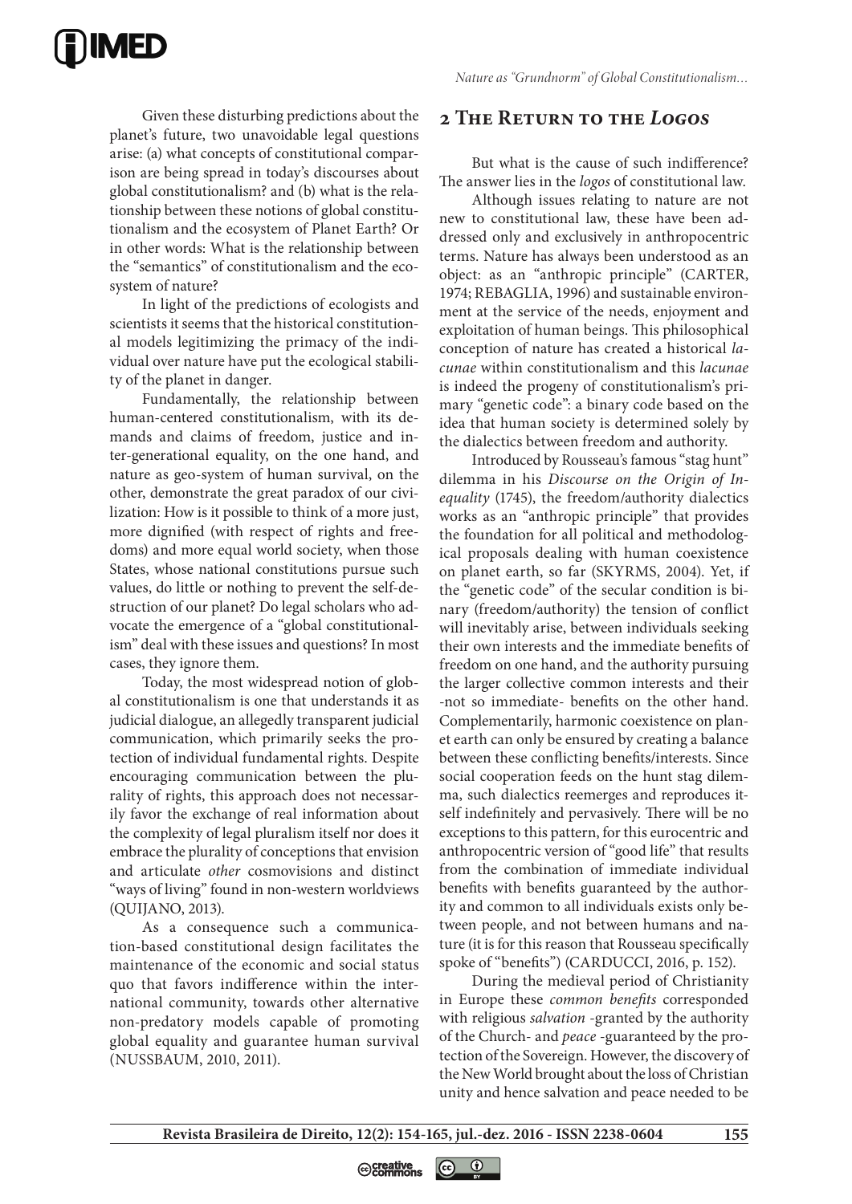Given these disturbing predictions about the planet's future, two unavoidable legal questions arise: (a) what concepts of constitutional comparison are being spread in today's discourses about global constitutionalism? and (b) what is the relationship between these notions of global constitutionalism and the ecosystem of Planet Earth? Or in other words: What is the relationship between the "semantics" of constitutionalism and the ecosystem of nature?

In light of the predictions of ecologists and scientists it seems that the historical constitutional models legitimizing the primacy of the individual over nature have put the ecological stability of the planet in danger.

Fundamentally, the relationship between human-centered constitutionalism, with its demands and claims of freedom, justice and inter-generational equality, on the one hand, and nature as geo-system of human survival, on the other, demonstrate the great paradox of our civilization: How is it possible to think of a more just, more dignified (with respect of rights and freedoms) and more equal world society, when those States, whose national constitutions pursue such values, do little or nothing to prevent the self-destruction of our planet? Do legal scholars who advocate the emergence of a "global constitutionalism" deal with these issues and questions? In most cases, they ignore them.

Today, the most widespread notion of global constitutionalism is one that understands it as judicial dialogue, an allegedly transparent judicial communication, which primarily seeks the protection of individual fundamental rights. Despite encouraging communication between the plurality of rights, this approach does not necessarily favor the exchange of real information about the complexity of legal pluralism itself nor does it embrace the plurality of conceptions that envision and articulate *other* cosmovisions and distinct "ways of living" found in non-western worldviews (QUIJANO, 2013).

As a consequence such a communication-based constitutional design facilitates the maintenance of the economic and social status quo that favors indifference within the international community, towards other alternative non-predatory models capable of promoting global equality and guarantee human survival (NUSSBAUM, 2010, 2011).

## 2 The Return to the *Logos*

But what is the cause of such indifference? The answer lies in the *logos* of constitutional law.

Although issues relating to nature are not new to constitutional law, these have been addressed only and exclusively in anthropocentric terms. Nature has always been understood as an object: as an "anthropic principle" (CARTER, 1974; REBAGLIA, 1996) and sustainable environment at the service of the needs, enjoyment and exploitation of human beings. This philosophical conception of nature has created a historical *lacunae* within constitutionalism and this *lacunae* is indeed the progeny of constitutionalism's primary "genetic code": a binary code based on the idea that human society is determined solely by the dialectics between freedom and authority.

Introduced by Rousseau's famous "stag hunt" dilemma in his *Discourse on the Origin of Inequality* (1745), the freedom/authority dialectics works as an "anthropic principle" that provides the foundation for all political and methodological proposals dealing with human coexistence on planet earth, so far (SKYRMS, 2004). Yet, if the "genetic code" of the secular condition is binary (freedom/authority) the tension of conflict will inevitably arise, between individuals seeking their own interests and the immediate benefits of freedom on one hand, and the authority pursuing the larger collective common interests and their -not so immediate- benefits on the other hand. Complementarily, harmonic coexistence on planet earth can only be ensured by creating a balance between these conflicting benefits/interests. Since social cooperation feeds on the hunt stag dilemma, such dialectics reemerges and reproduces itself indefinitely and pervasively. There will be no exceptions to this pattern, for this eurocentric and anthropocentric version of "good life" that results from the combination of immediate individual benefits with benefits guaranteed by the authority and common to all individuals exists only between people, and not between humans and nature (it is for this reason that Rousseau specifically spoke of "benefits") (CARDUCCI, 2016, p. 152).

During the medieval period of Christianity in Europe these *common benefits* corresponded with religious *salvation* -granted by the authority of the Church- and *peace* -guaranteed by the protection of the Sovereign. However, the discovery of the New World brought about the loss of Christian unity and hence salvation and peace needed to be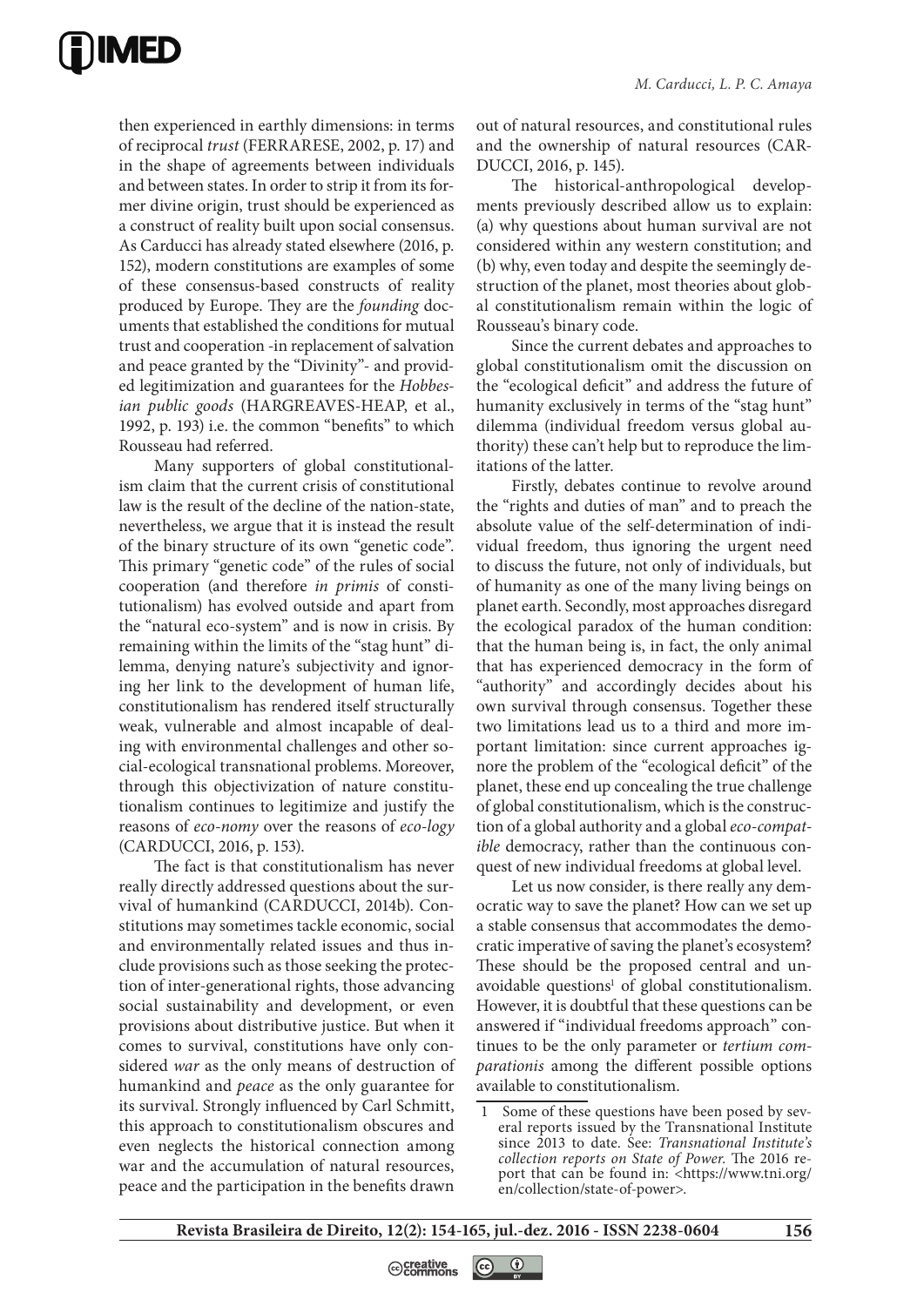then experienced in earthly dimensions: in terms of reciprocal *trust* (FERRARESE, 2002, p. 17) and in the shape of agreements between individuals and between states. In order to strip it from its former divine origin, trust should be experienced as a construct of reality built upon social consensus. As Carducci has already stated elsewhere (2016, p. 152), modern constitutions are examples of some of these consensus-based constructs of reality produced by Europe. They are the *founding* documents that established the conditions for mutual trust and cooperation -in replacement of salvation and peace granted by the "Divinity"- and provided legitimization and guarantees for the *Hobbesian public goods* (HARGREAVES-HEAP, et al., 1992, p. 193) i.e. the common "benefits" to which Rousseau had referred.

Many supporters of global constitutionalism claim that the current crisis of constitutional law is the result of the decline of the nation-state, nevertheless, we argue that it is instead the result of the binary structure of its own "genetic code". This primary "genetic code" of the rules of social cooperation (and therefore *in primis* of constitutionalism) has evolved outside and apart from the "natural eco-system" and is now in crisis. By remaining within the limits of the "stag hunt" dilemma, denying nature's subjectivity and ignoring her link to the development of human life, constitutionalism has rendered itself structurally weak, vulnerable and almost incapable of dealing with environmental challenges and other social-ecological transnational problems. Moreover, through this objectivization of nature constitutionalism continues to legitimize and justify the reasons of *eco-nomy* over the reasons of *eco-logy* (CARDUCCI, 2016, p. 153).

The fact is that constitutionalism has never really directly addressed questions about the survival of humankind (CARDUCCI, 2014b). Constitutions may sometimes tackle economic, social and environmentally related issues and thus include provisions such as those seeking the protection of inter-generational rights, those advancing social sustainability and development, or even provisions about distributive justice. But when it comes to survival, constitutions have only considered *war* as the only means of destruction of humankind and *peace* as the only guarantee for its survival. Strongly influenced by Carl Schmitt, this approach to constitutionalism obscures and even neglects the historical connection among war and the accumulation of natural resources, peace and the participation in the benefits drawn out of natural resources, and constitutional rules and the ownership of natural resources (CARDUCCI, 2016, p. 145).

The historical-anthropological developments previously described allow us to explain: (a) why questions about human survival are not considered within any western constitution; and (b) why, even today and despite the seemingly destruction of the planet, most theories about global constitutionalism remain within the logic of Rousseau's binary code.

Since the current debates and approaches to global constitutionalism omit the discussion on the "ecological deficit" and address the future of humanity exclusively in terms of the "stag hunt" dilemma (individual freedom versus global authority) these can't help but to reproduce the limitations of the latter.

Firstly, debates continue to revolve around the "rights and duties of man" and to preach the absolute value of the self-determination of individual freedom, thus ignoring the urgent need to discuss the future, not only of individuals, but of humanity as one of the many living beings on planet earth. Secondly, most approaches disregard the ecological paradox of the human condition: that the human being is, in fact, the only animal that has experienced democracy in the form of "authority" and accordingly decides about his own survival through consensus. Together these two limitations lead us to a third and more important limitation: since current approaches ignore the problem of the "ecological deficit" of the planet, these end up concealing the true challenge of global constitutionalism, which is the construction of a global authority and a global *eco-compatible* democracy, rather than the continuous conquest of new individual freedoms at global level.

Let us now consider, is there really any democratic way to save the planet? How can we set up a stable consensus that accommodates the democratic imperative of saving the planet's ecosystem? These should be the proposed central and unavoidable questions[1] of global constitutionalism. However, it is doubtful that these questions can be answered if "individual freedoms approach" continues to be the only parameter or *tertium comparationis* among the different possible options available to constitutionalism.

[1] Some of these questions have been posed by several reports issued by the Transnational Institute since 2013 to date. See: *Transnational Institute's collection reports on State of Power.* The 2016 report that can be found in: <https://www.tni.org/en/collection/state-of-power>.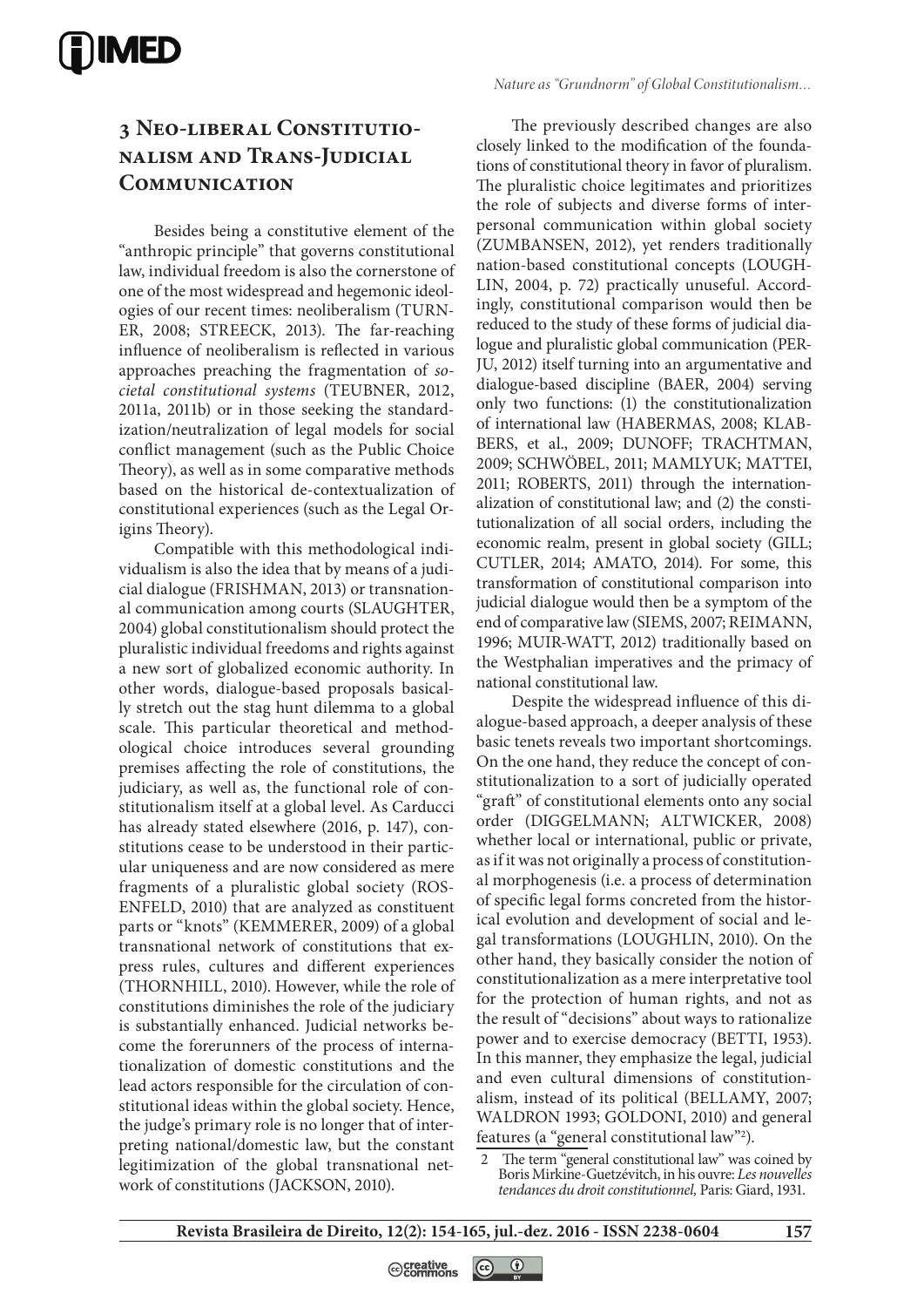## 3 Neo-liberal Constitutionalism and Trans-Judicial Communication

Besides being a constitutive element of the "anthropic principle" that governs constitutional law, individual freedom is also the cornerstone of one of the most widespread and hegemonic ideologies of our recent times: neoliberalism (TURNER, 2008; STREECK, 2013). The far-reaching influence of neoliberalism is reflected in various approaches preaching the fragmentation of *societal constitutional systems* (TEUBNER, 2012, 2011a, 2011b) or in those seeking the standardization/neutralization of legal models for social conflict management (such as the Public Choice Theory), as well as in some comparative methods based on the historical de-contextualization of constitutional experiences (such as the Legal Origins Theory).

Compatible with this methodological individualism is also the idea that by means of a judicial dialogue (FRISHMAN, 2013) or transnational communication among courts (SLAUGHTER, 2004) global constitutionalism should protect the pluralistic individual freedoms and rights against a new sort of globalized economic authority. In other words, dialogue-based proposals basically stretch out the stag hunt dilemma to a global scale. This particular theoretical and methodological choice introduces several grounding premises affecting the role of constitutions, the judiciary, as well as, the functional role of constitutionalism itself at a global level. As Carducci has already stated elsewhere (2016, p. 147), constitutions cease to be understood in their particular uniqueness and are now considered as mere fragments of a pluralistic global society (ROSENFELD, 2010) that are analyzed as constituent parts or "knots" (KEMMERER, 2009) of a global transnational network of constitutions that express rules, cultures and different experiences (THORNHILL, 2010). However, while the role of constitutions diminishes the role of the judiciary is substantially enhanced. Judicial networks become the forerunners of the process of internationalization of domestic constitutions and the lead actors responsible for the circulation of constitutional ideas within the global society. Hence, the judge's primary role is no longer that of interpreting national/domestic law, but the constant legitimization of the global transnational network of constitutions (JACKSON, 2010).

The previously described changes are also closely linked to the modification of the foundations of constitutional theory in favor of pluralism. The pluralistic choice legitimates and prioritizes the role of subjects and diverse forms of interpersonal communication within global society (ZUMBANSEN, 2012), yet renders traditionally nation-based constitutional concepts (LOUGHLIN, 2004, p. 72) practically unuseful. Accordingly, constitutional comparison would then be reduced to the study of these forms of judicial dialogue and pluralistic global communication (PERJU, 2012) itself turning into an argumentative and dialogue-based discipline (BAER, 2004) serving only two functions: (1) the constitutionalization of international law (HABERMAS, 2008; KLABBERS, et al., 2009; DUNOFF; TRACHTMAN, 2009; SCHWÖBEL, 2011; MAMLYUK; MATTEI, 2011; ROBERTS, 2011) through the internationalization of constitutional law; and (2) the constitutionalization of all social orders, including the economic realm, present in global society (GILL; CUTLER, 2014; AMATO, 2014). For some, this transformation of constitutional comparison into judicial dialogue would then be a symptom of the end of comparative law (SIEMS, 2007; REIMANN, 1996; MUIR-WATT, 2012) traditionally based on the Westphalian imperatives and the primacy of national constitutional law.

Despite the widespread influence of this dialogue-based approach, a deeper analysis of these basic tenets reveals two important shortcomings. On the one hand, they reduce the concept of constitutionalization to a sort of judicially operated "graft" of constitutional elements onto any social order (DIGGELMANN; ALTWICKER, 2008) whether local or international, public or private, as if it was not originally a process of constitutional morphogenesis (i.e. a process of determination of specific legal forms concreted from the historical evolution and development of social and legal transformations (LOUGHLIN, 2010). On the other hand, they basically consider the notion of constitutionalization as a mere interpretative tool for the protection of human rights, and not as the result of "decisions" about ways to rationalize power and to exercise democracy (BETTI, 1953). In this manner, they emphasize the legal, judicial and even cultural dimensions of constitutionalism, instead of its political (BELLAMY, 2007; WALDRON 1993; GOLDONI, 2010) and general features (a "general constitutional law"[2]).

2 The term "general constitutional law" was coined by Boris Mirkine-Guetzévitch, in his ouvre: *Les nouvelles tendances du droit constitutionnel,* Paris: Giard, 1931.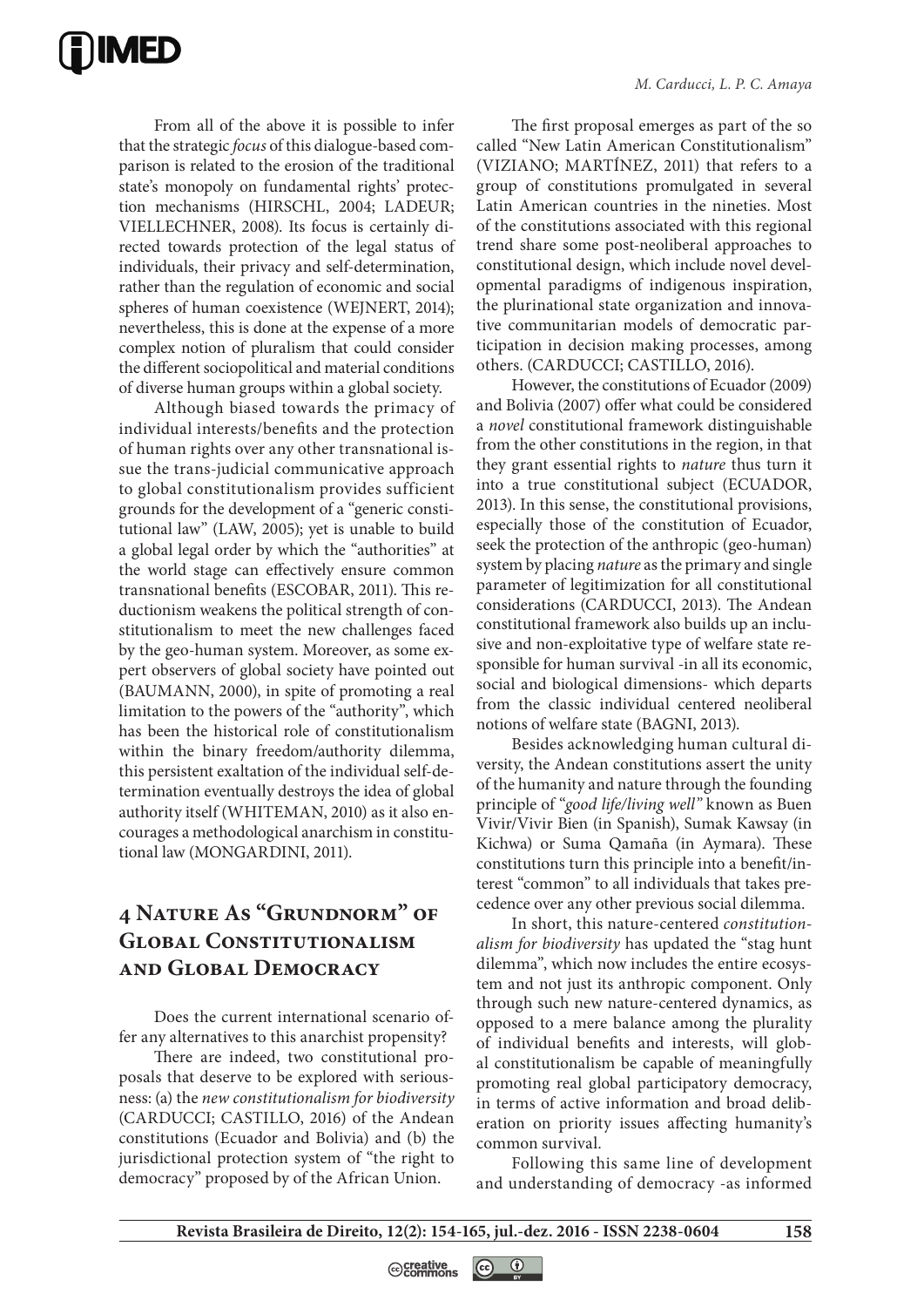From all of the above it is possible to infer that the strategic *focus* of this dialogue-based comparison is related to the erosion of the traditional state's monopoly on fundamental rights' protection mechanisms (HIRSCHL, 2004; LADEUR; VIELLECHNER, 2008). Its focus is certainly directed towards protection of the legal status of individuals, their privacy and self-determination, rather than the regulation of economic and social spheres of human coexistence (WEJNERT, 2014); nevertheless, this is done at the expense of a more complex notion of pluralism that could consider the different sociopolitical and material conditions of diverse human groups within a global society.

Although biased towards the primacy of individual interests/benefits and the protection of human rights over any other transnational issue the trans-judicial communicative approach to global constitutionalism provides sufficient grounds for the development of a "generic constitutional law" (LAW, 2005); yet is unable to build a global legal order by which the "authorities" at the world stage can effectively ensure common transnational benefits (ESCOBAR, 2011). This reductionism weakens the political strength of constitutionalism to meet the new challenges faced by the geo-human system. Moreover, as some expert observers of global society have pointed out (BAUMANN, 2000), in spite of promoting a real limitation to the powers of the "authority", which has been the historical role of constitutionalism within the binary freedom/authority dilemma, this persistent exaltation of the individual self-determination eventually destroys the idea of global authority itself (WHITEMAN, 2010) as it also encourages a methodological anarchism in constitutional law (MONGARDINI, 2011).

## 4 Nature As "Grundnorm" of Global Constitutionalism and Global Democracy

Does the current international scenario offer any alternatives to this anarchist propensity?

There are indeed, two constitutional proposals that deserve to be explored with seriousness: (a) the *new constitutionalism for biodiversity* (CARDUCCI; CASTILLO, 2016) of the Andean constitutions (Ecuador and Bolivia) and (b) the jurisdictional protection system of "the right to democracy" proposed by of the African Union.

The first proposal emerges as part of the so called "New Latin American Constitutionalism" (VIZIANO; MARTÍNEZ, 2011) that refers to a group of constitutions promulgated in several Latin American countries in the nineties. Most of the constitutions associated with this regional trend share some post-neoliberal approaches to constitutional design, which include novel developmental paradigms of indigenous inspiration, the plurinational state organization and innovative communitarian models of democratic participation in decision making processes, among others. (CARDUCCI; CASTILLO, 2016).

However, the constitutions of Ecuador (2009) and Bolivia (2007) offer what could be considered a *novel* constitutional framework distinguishable from the other constitutions in the region, in that they grant essential rights to *nature* thus turn it into a true constitutional subject (ECUADOR, 2013). In this sense, the constitutional provisions, especially those of the constitution of Ecuador, seek the protection of the anthropic (geo-human) system by placing *nature* as the primary and single parameter of legitimization for all constitutional considerations (CARDUCCI, 2013). The Andean constitutional framework also builds up an inclusive and non-exploitative type of welfare state responsible for human survival -in all its economic, social and biological dimensions- which departs from the classic individual centered neoliberal notions of welfare state (BAGNI, 2013).

Besides acknowledging human cultural diversity, the Andean constitutions assert the unity of the humanity and nature through the founding principle of "*good life/living well"* known as Buen Vivir/Vivir Bien (in Spanish), Sumak Kawsay (in Kichwa) or Suma Qamaña (in Aymara). These constitutions turn this principle into a benefit/interest "common" to all individuals that takes precedence over any other previous social dilemma.

In short, this nature-centered *constitutionalism for biodiversity* has updated the "stag hunt dilemma", which now includes the entire ecosystem and not just its anthropic component. Only through such new nature-centered dynamics, as opposed to a mere balance among the plurality of individual benefits and interests, will global constitutionalism be capable of meaningfully promoting real global participatory democracy, in terms of active information and broad deliberation on priority issues affecting humanity's common survival.

Following this same line of development and understanding of democracy -as informed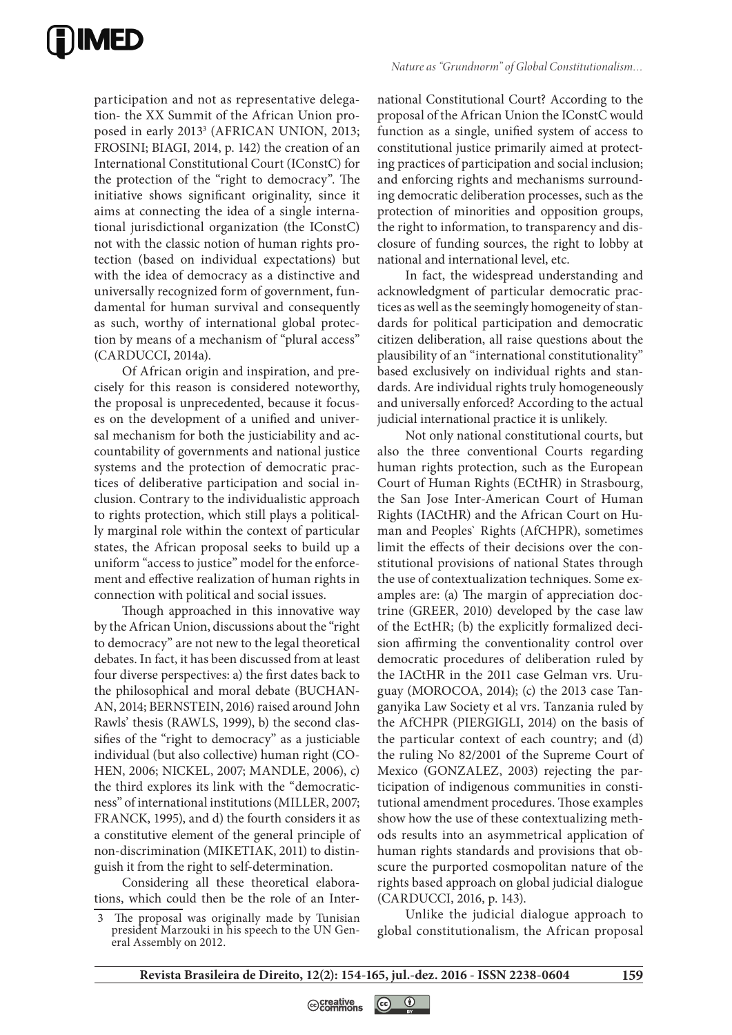participation and not as representative delegation- the XX Summit of the African Union proposed in early 2013[3] (AFRICAN UNION, 2013; FROSINI; BIAGI, 2014, p. 142) the creation of an International Constitutional Court (IConstC) for the protection of the "right to democracy". The initiative shows significant originality, since it aims at connecting the idea of a single international jurisdictional organization (the IConstC) not with the classic notion of human rights protection (based on individual expectations) but with the idea of democracy as a distinctive and universally recognized form of government, fundamental for human survival and consequently as such, worthy of international global protection by means of a mechanism of "plural access" (CARDUCCI, 2014a).

Of African origin and inspiration, and precisely for this reason is considered noteworthy, the proposal is unprecedented, because it focuses on the development of a unified and universal mechanism for both the justiciability and accountability of governments and national justice systems and the protection of democratic practices of deliberative participation and social inclusion. Contrary to the individualistic approach to rights protection, which still plays a politically marginal role within the context of particular states, the African proposal seeks to build up a uniform "access to justice" model for the enforcement and effective realization of human rights in connection with political and social issues.

Though approached in this innovative way by the African Union, discussions about the "right to democracy" are not new to the legal theoretical debates. In fact, it has been discussed from at least four diverse perspectives: a) the first dates back to the philosophical and moral debate (BUCHANAN, 2014; BERNSTEIN, 2016) raised around John Rawls' thesis (RAWLS, 1999), b) the second classifies of the "right to democracy" as a justiciable individual (but also collective) human right (COHEN, 2006; NICKEL, 2007; MANDLE, 2006), c) the third explores its link with the "democraticness" of international institutions (MILLER, 2007; FRANCK, 1995), and d) the fourth considers it as a constitutive element of the general principle of non-discrimination (MIKETIAK, 2011) to distinguish it from the right to self-determination.

Considering all these theoretical elaborations, which could then be the role of an International Constitutional Court? According to the proposal of the African Union the IConstC would function as a single, unified system of access to constitutional justice primarily aimed at protecting practices of participation and social inclusion; and enforcing rights and mechanisms surrounding democratic deliberation processes, such as the protection of minorities and opposition groups, the right to information, to transparency and disclosure of funding sources, the right to lobby at national and international level, etc.

In fact, the widespread understanding and acknowledgment of particular democratic practices as well as the seemingly homogeneity of standards for political participation and democratic citizen deliberation, all raise questions about the plausibility of an "international constitutionality" based exclusively on individual rights and standards. Are individual rights truly homogeneously and universally enforced? According to the actual judicial international practice it is unlikely.

Not only national constitutional courts, but also the three conventional Courts regarding human rights protection, such as the European Court of Human Rights (ECtHR) in Strasbourg, the San Jose Inter-American Court of Human Rights (IACtHR) and the African Court on Human and Peoples` Rights (AfCHPR), sometimes limit the effects of their decisions over the constitutional provisions of national States through the use of contextualization techniques. Some examples are: (a) The margin of appreciation doctrine (GREER, 2010) developed by the case law of the EctHR; (b) the explicitly formalized decision affirming the conventionality control over democratic procedures of deliberation ruled by the IACtHR in the 2011 case Gelman vrs. Uruguay (MOROCOA, 2014); (c) the 2013 case Tanganyika Law Society et al vrs. Tanzania ruled by the AfCHPR (PIERGIGLI, 2014) on the basis of the particular context of each country; and (d) the ruling No 82/2001 of the Supreme Court of Mexico (GONZALEZ, 2003) rejecting the participation of indigenous communities in constitutional amendment procedures. Those examples show how the use of these contextualizing methods results into an asymmetrical application of human rights standards and provisions that obscure the purported cosmopolitan nature of the rights based approach on global judicial dialogue (CARDUCCI, 2016, p. 143).

Unlike the judicial dialogue approach to global constitutionalism, the African proposal

[3] The proposal was originally made by Tunisian president Marzouki in his speech to the UN General Assembly on 2012.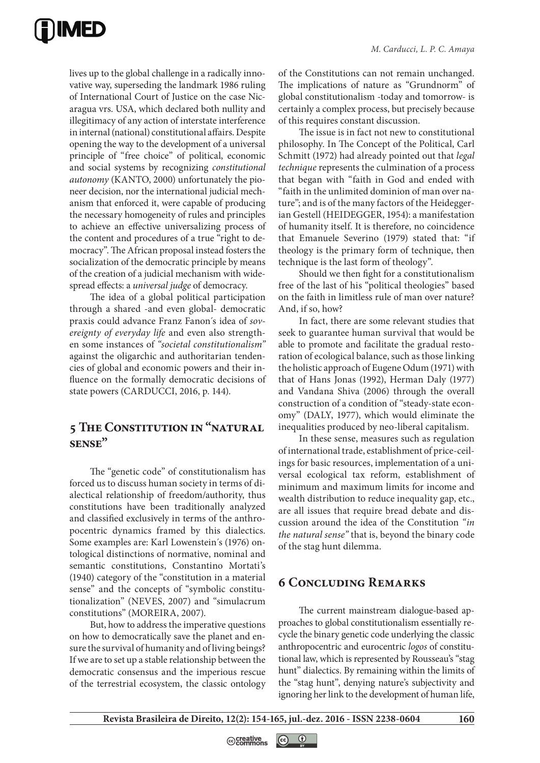lives up to the global challenge in a radically innovative way, superseding the landmark 1986 ruling of International Court of Justice on the case Nicaragua vrs. USA, which declared both nullity and illegitimacy of any action of interstate interference in internal (national) constitutional affairs. Despite opening the way to the development of a universal principle of "free choice" of political, economic and social systems by recognizing *constitutional autonomy* (KANTO, 2000) unfortunately the pioneer decision, nor the international judicial mechanism that enforced it, were capable of producing the necessary homogeneity of rules and principles to achieve an effective universalizing process of the content and procedures of a true "right to democracy". The African proposal instead fosters the socialization of the democratic principle by means of the creation of a judicial mechanism with widespread effects: a *universal judge* of democracy.

The idea of a global political participation through a shared -and even global- democratic praxis could advance Franz Fanon´s idea of *sovereignty of everyday life* and even also strengthen some instances of *"societal constitutionalism"* against the oligarchic and authoritarian tendencies of global and economic powers and their influence on the formally democratic decisions of state powers (CARDUCCI, 2016, p. 144).

## 5 The Constitution in "natural sense"

The "genetic code" of constitutionalism has forced us to discuss human society in terms of dialectical relationship of freedom/authority, thus constitutions have been traditionally analyzed and classified exclusively in terms of the anthropocentric dynamics framed by this dialectics. Some examples are: Karl Lowenstein´s (1976) ontological distinctions of normative, nominal and semantic constitutions, Constantino Mortati's (1940) category of the "constitution in a material sense" and the concepts of "symbolic constitutionalization" (NEVES, 2007) and "simulacrum constitutions" (MOREIRA, 2007).

But, how to address the imperative questions on how to democratically save the planet and ensure the survival of humanity and of living beings? If we are to set up a stable relationship between the democratic consensus and the imperious rescue of the terrestrial ecosystem, the classic ontology of the Constitutions can not remain unchanged. The implications of nature as "Grundnorm" of global constitutionalism -today and tomorrow- is certainly a complex process, but precisely because of this requires constant discussion.

The issue is in fact not new to constitutional philosophy. In The Concept of the Political, Carl Schmitt (1972) had already pointed out that *legal technique* represents the culmination of a process that began with "faith in God and ended with "faith in the unlimited dominion of man over nature"; and is of the many factors of the Heideggerian Gestell (HEIDEGGER, 1954): a manifestation of humanity itself. It is therefore, no coincidence that Emanuele Severino (1979) stated that: "if theology is the primary form of technique, then technique is the last form of theology".

Should we then fight for a constitutionalism free of the last of his "political theologies" based on the faith in limitless rule of man over nature? And, if so, how?

In fact, there are some relevant studies that seek to guarantee human survival that would be able to promote and facilitate the gradual restoration of ecological balance, such as those linking the holistic approach of Eugene Odum (1971) with that of Hans Jonas (1992), Herman Daly (1977) and Vandana Shiva (2006) through the overall construction of a condition of "steady-state economy" (DALY, 1977), which would eliminate the inequalities produced by neo-liberal capitalism.

In these sense, measures such as regulation of international trade, establishment of price-ceilings for basic resources, implementation of a universal ecological tax reform, establishment of minimum and maximum limits for income and wealth distribution to reduce inequality gap, etc., are all issues that require bread debate and discussion around the idea of the Constitution *"in the natural sense"* that is, beyond the binary code of the stag hunt dilemma.

## 6 Concluding Remarks

The current mainstream dialogue-based approaches to global constitutionalism essentially recycle the binary genetic code underlying the classic anthropocentric and eurocentric *logos* of constitutional law, which is represented by Rousseau's "stag hunt" dialectics. By remaining within the limits of the "stag hunt", denying nature's subjectivity and ignoring her link to the development of human life,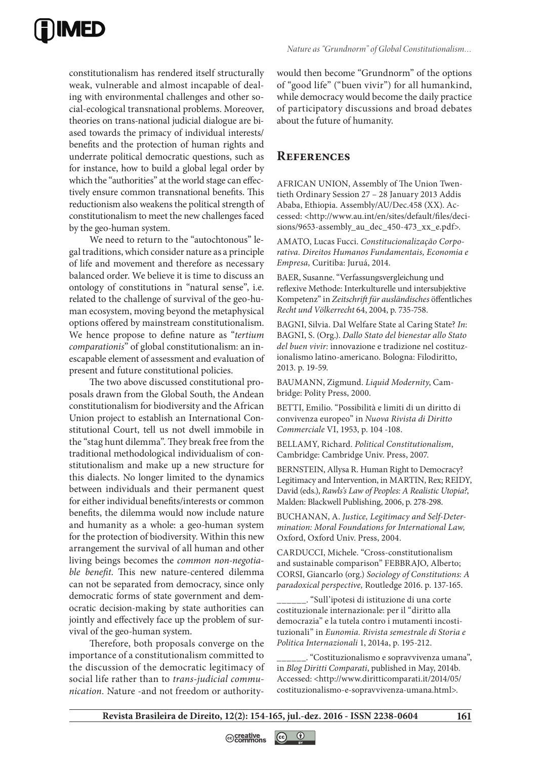constitutionalism has rendered itself structurally weak, vulnerable and almost incapable of dealing with environmental challenges and other social-ecological transnational problems. Moreover, theories on trans-national judicial dialogue are biased towards the primacy of individual interests/benefits and the protection of human rights and underrate political democratic questions, such as for instance, how to build a global legal order by which the "authorities" at the world stage can effectively ensure common transnational benefits. This reductionism also weakens the political strength of constitutionalism to meet the new challenges faced by the geo-human system.

We need to return to the "autochtonous" legal traditions, which consider nature as a principle of life and movement and therefore as necessary balanced order. We believe it is time to discuss an ontology of constitutions in "natural sense", i.e. related to the challenge of survival of the geo-human ecosystem, moving beyond the metaphysical options offered by mainstream constitutionalism. We hence propose to define nature as "*tertium comparationis*" of global constitutionalism: an inescapable element of assessment and evaluation of present and future constitutional policies.

The two above discussed constitutional proposals drawn from the Global South, the Andean constitutionalism for biodiversity and the African Union project to establish an International Constitutional Court, tell us not dwell immobile in the "stag hunt dilemma". They break free from the traditional methodological individualism of constitutionalism and make up a new structure for this dialects. No longer limited to the dynamics between individuals and their permanent quest for either individual benefits/interests or common benefits, the dilemma would now include nature and humanity as a whole: a geo-human system for the protection of biodiversity. Within this new arrangement the survival of all human and other living beings becomes the *common non-negotiable benefit*. This new nature-centered dilemma can not be separated from democracy, since only democratic forms of state government and democratic decision-making by state authorities can jointly and effectively face up the problem of survival of the geo-human system.

Therefore, both proposals converge on the importance of a constitutionalism committed to the discussion of the democratic legitimacy of social life rather than to *trans-judicial communication*. Nature -and not freedom or authority- would then become "Grundnorm" of the options of "good life" ("buen vivir") for all humankind, while democracy would become the daily practice of participatory discussions and broad debates about the future of humanity.

## References

AFRICAN UNION, Assembly of The Union Twentieth Ordinary Session 27 – 28 January 2013 Addis Ababa, Ethiopia. Assembly/AU/Dec.458 (XX). Accessed: <http://www.au.int/en/sites/default/files/decisions/9653-assembly_au_dec_450-473_xx_e.pdf>.

AMATO, Lucas Fucci. *Constitucionalização Corporativa. Direitos Humanos Fundamentais, Economia e Empresa,* Curitiba: Juruá, 2014.

BAER, Susanne. "Verfassungsvergleichung und reflexive Methode: Interkulturelle und intersubjektive Kompetenz" in *Zeitschrift für ausländisches* öffentliches *Recht und Völkerrecht* 64, 2004, p. 735-758.

BAGNI, Silvia. Dal Welfare State al Caring State? *In*: BAGNI, S. (Org.). *Dallo Stato del bienestar allo Stato del buen vivir:* innovazione e tradizione nel costituzionalismo latino-americano. Bologna: Filodiritto, 2013. p. 19-59.

BAUMANN, Zigmund. *Liquid Modernity*, Cambridge: Polity Press, 2000.

BETTI, Emilio. "Possibilità e limiti di un diritto di convivenza europeo" in *Nuova Rivista di Diritto Commerciale* VI, 1953, p. 104 -108.

BELLAMY, Richard. *Political Constitutionalism*, Cambridge: Cambridge Univ. Press, 2007.

BERNSTEIN, Allysa R. Human Right to Democracy? Legitimacy and Intervention, in MARTIN, Rex; REIDY, David (eds.), *Rawls's Law of Peoples: A Realistic Utopia?*, Malden: Blackwell Publishing, 2006, p. 278-298.

BUCHANAN, A. *Justice, Legitimacy and Self-Determination: Moral Foundations for International Law,* Oxford, Oxford Univ. Press, 2004.

CARDUCCI, Michele. "Cross-constitutionalism and sustainable comparison" FEBBRAJO, Alberto; CORSI, Giancarlo (org.) *Sociology of Constitutions: A paradoxical perspective,* Routledge 2016. p. 137-165.

______. "Sull'ipotesi di istituzione di una corte costituzionale internazionale: per il "diritto alla democrazia" e la tutela contro i mutamenti incostituzionali" in *Eunomia. Rivista semestrale di Storia e Politica Internazionali* 1, 2014a, p. 195-212.

______. "Costituzionalismo e sopravvivenza umana", in *Blog Diritti Comparati*, published in May, 2014b. Accessed: <http://www.diritticomparati.it/2014/05/costituzionalismo-e-sopravvivenza-umana.html>.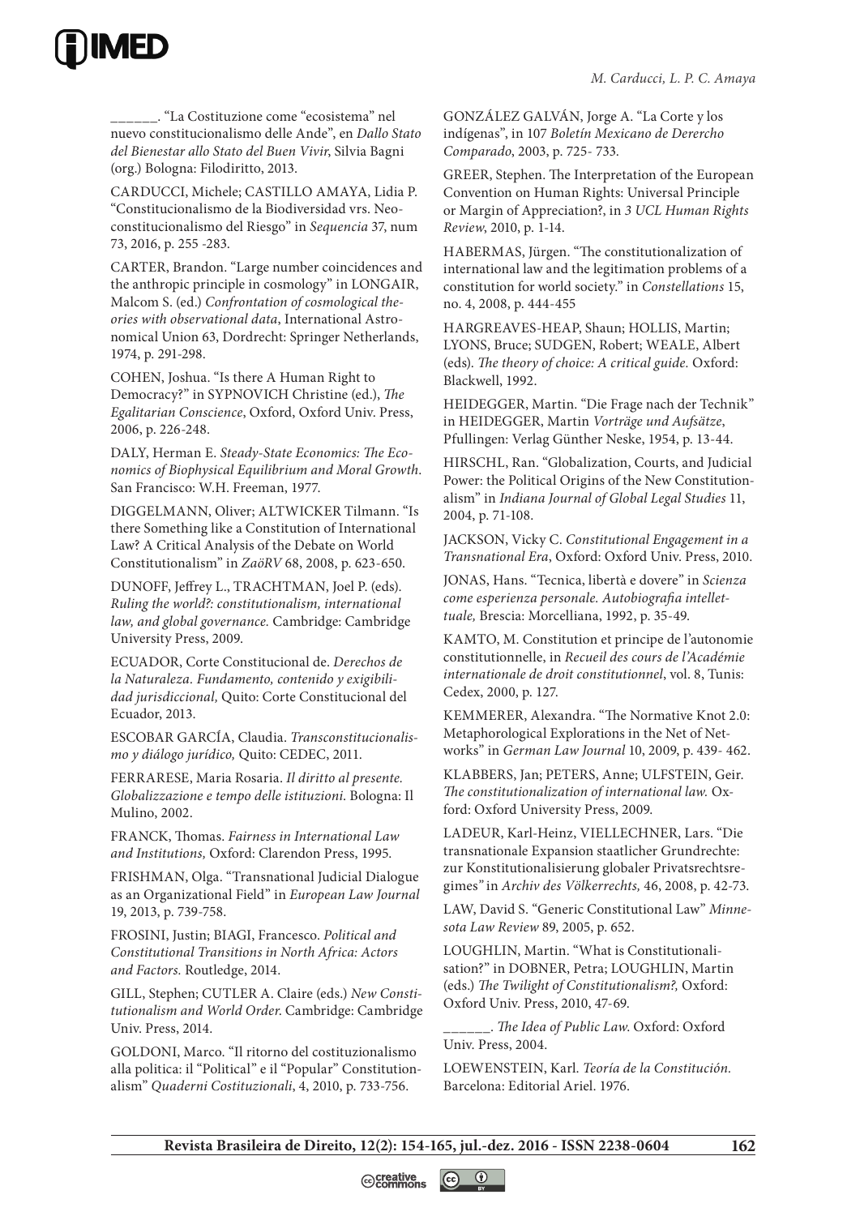\_\_\_\_\_\_. "La Costituzione come "ecosistema" nel nuovo constitucionalismo delle Ande", en *Dallo Stato del Bienestar allo Stato del Buen Vivir*, Silvia Bagni (org.) Bologna: Filodiritto, 2013.

CARDUCCI, Michele; CASTILLO AMAYA, Lidia P. "Constitucionalismo de la Biodiversidad vrs. Neoconstitucionalismo del Riesgo" in *Sequencia* 37, num 73, 2016, p. 255 -283.

CARTER, Brandon. "Large number coincidences and the anthropic principle in cosmology" in LONGAIR, Malcom S. (ed.) *Confrontation of cosmological theories with observational data*, International Astronomical Union 63, Dordrecht: Springer Netherlands, 1974, p. 291-298.

COHEN, Joshua. "Is there A Human Right to Democracy?" in SYPNOVICH Christine (ed.), *The Egalitarian Conscience*, Oxford, Oxford Univ. Press, 2006, p. 226-248.

DALY, Herman E. *Steady-State Economics: The Economics of Biophysical Equilibrium and Moral Growth*. San Francisco: W.H. Freeman, 1977.

DIGGELMANN, Oliver; ALTWICKER Tilmann. "Is there Something like a Constitution of International Law? A Critical Analysis of the Debate on World Constitutionalism" in *ZaöRV* 68, 2008, p. 623-650.

DUNOFF, Jeffrey L., TRACHTMAN, Joel P. (eds). *Ruling the world?: constitutionalism, international law, and global governance.* Cambridge: Cambridge University Press, 2009.

ECUADOR, Corte Constitucional de. *Derechos de la Naturaleza. Fundamento, contenido y exigibilidad jurisdiccional,* Quito: Corte Constitucional del Ecuador, 2013.

ESCOBAR GARCÍA, Claudia. *Transconstitucionalismo y diálogo jurídico,* Quito: CEDEC, 2011.

FERRARESE, Maria Rosaria. *Il diritto al presente. Globalizzazione e tempo delle istituzioni*. Bologna: Il Mulino, 2002.

FRANCK, Thomas. *Fairness in International Law and Institutions,* Oxford: Clarendon Press, 1995.

FRISHMAN, Olga. "Transnational Judicial Dialogue as an Organizational Field" in *European Law Journal* 19, 2013, p. 739-758.

FROSINI, Justin; BIAGI, Francesco. *Political and Constitutional Transitions in North Africa: Actors and Factors.* Routledge, 2014.

GILL, Stephen; CUTLER A. Claire (eds.) *New Constitutionalism and World Order*. Cambridge: Cambridge Univ. Press, 2014.

GOLDONI, Marco. "Il ritorno del costituzionalismo alla politica: il "Political" e il "Popular" Constitutionalism" *Quaderni Costituzionali*, 4, 2010, p. 733-756.

GONZÁLEZ GALVÁN, Jorge A. "La Corte y los indígenas", in 107 *Boletín Mexicano de Derercho Comparado*, 2003, p. 725- 733.

GREER, Stephen. The Interpretation of the European Convention on Human Rights: Universal Principle or Margin of Appreciation?, in *3 UCL Human Rights Review*, 2010, p. 1-14.

HABERMAS, Jürgen. "The constitutionalization of international law and the legitimation problems of a constitution for world society." in *Constellations* 15, no. 4, 2008, p. 444-455

HARGREAVES-HEAP, Shaun; HOLLIS, Martin; LYONS, Bruce; SUDGEN, Robert; WEALE, Albert (eds). *The theory of choice: A critical guide.* Oxford: Blackwell, 1992.

HEIDEGGER, Martin. "Die Frage nach der Technik" in HEIDEGGER, Martin *Vorträge und Aufsätze*, Pfullingen: Verlag Günther Neske, 1954, p. 13-44.

HIRSCHL, Ran. "Globalization, Courts, and Judicial Power: the Political Origins of the New Constitutionalism" in *Indiana Journal of Global Legal Studies* 11, 2004, p. 71-108.

JACKSON, Vicky C. *Constitutional Engagement in a Transnational Era*, Oxford: Oxford Univ. Press, 2010.

JONAS, Hans. "Tecnica, libertà e dovere" in *Scienza come esperienza personale. Autobiografia intellettuale,* Brescia: Morcelliana, 1992, p. 35-49.

KAMTO, M. Constitution et principe de l'autonomie constitutionnelle, in *Recueil des cours de l'Académie internationale de droit constitutionnel*, vol. 8, Tunis: Cedex, 2000, p. 127.

KEMMERER, Alexandra. "The Normative Knot 2.0: Metaphorological Explorations in the Net of Networks" in *German Law Journal* 10, 2009, p. 439- 462.

KLABBERS, Jan; PETERS, Anne; ULFSTEIN, Geir. *The constitutionalization of international law.* Oxford: Oxford University Press, 2009.

LADEUR, Karl-Heinz, VIELLECHNER, Lars. "Die transnationale Expansion staatlicher Grundrechte: zur Konstitutionalisierung globaler Privatsrechtsregimes" in *Archiv des Völkerrechts,* 46, 2008, p. 42-73.

LAW, David S. "Generic Constitutional Law" *Minnesota Law Review* 89, 2005, p. 652.

LOUGHLIN, Martin. "What is Constitutionalisation?" in DOBNER, Petra; LOUGHLIN, Martin (eds.) *The Twilight of Constitutionalism?,* Oxford: Oxford Univ. Press, 2010, 47-69.

\_\_\_\_\_\_. *The Idea of Public Law*. Oxford: Oxford Univ. Press, 2004.

LOEWENSTEIN, Karl. *Teoría de la Constitución.* Barcelona: Editorial Ariel. 1976.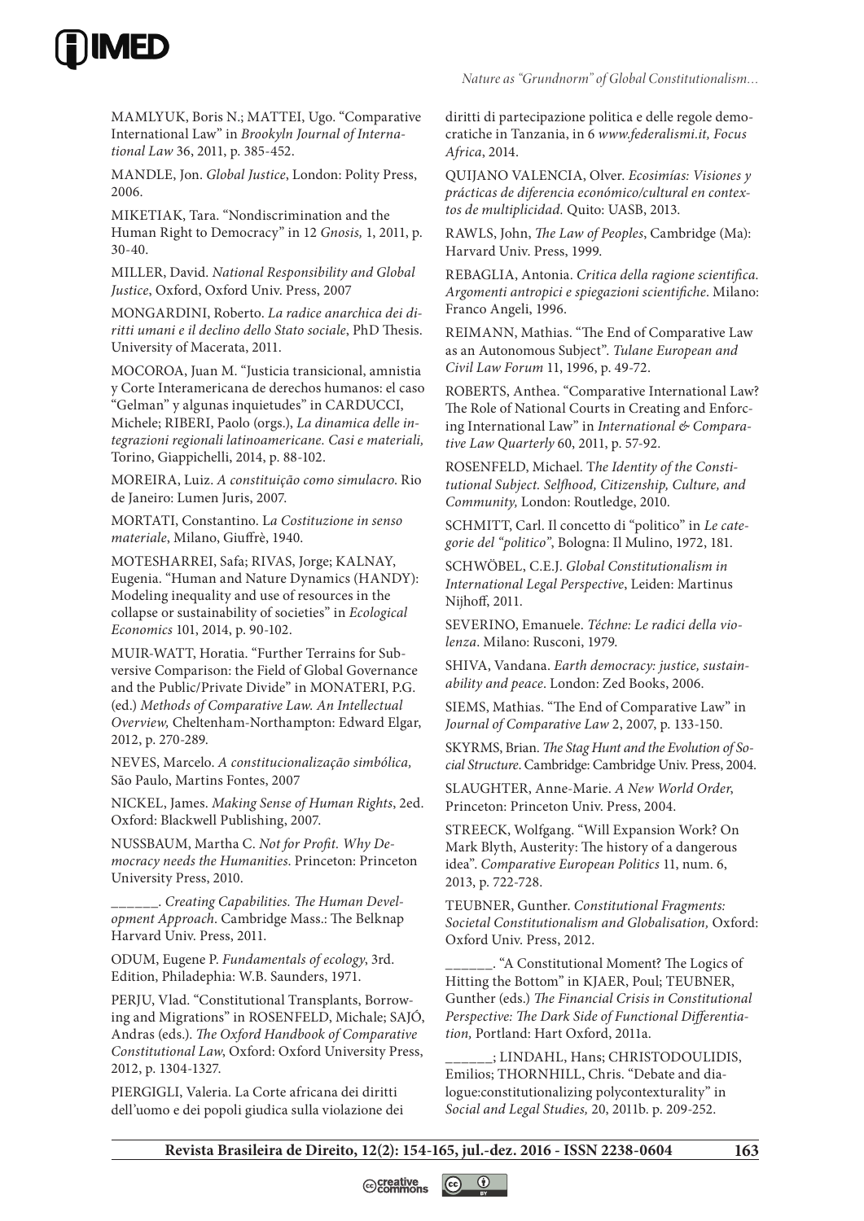MAMLYUK, Boris N.; MATTEI, Ugo. "Comparative International Law" in *Brookyln Journal of International Law* 36, 2011, p. 385-452.

MANDLE, Jon. *Global Justice*, London: Polity Press, 2006.

MIKETIAK, Tara. "Nondiscrimination and the Human Right to Democracy" in 12 *Gnosis,* 1, 2011, p. 30-40.

MILLER, David. *National Responsibility and Global Justice*, Oxford, Oxford Univ. Press, 2007

MONGARDINI, Roberto. *La radice anarchica dei diritti umani e il declino dello Stato sociale*, PhD Thesis. University of Macerata, 2011.

MOCOROA, Juan M. "Justicia transicional, amnistia y Corte Interamericana de derechos humanos: el caso "Gelman" y algunas inquietudes" in CARDUCCI, Michele; RIBERI, Paolo (orgs.), *La dinamica delle integrazioni regionali latinoamericane. Casi e materiali,* Torino, Giappichelli, 2014, p. 88-102.

MOREIRA, Luiz. *A constituição como simulacro*. Rio de Janeiro: Lumen Juris, 2007.

MORTATI, Constantino. L*a Costituzione in senso materiale*, Milano, Giuffrè, 1940.

MOTESHARREI, Safa; RIVAS, Jorge; KALNAY, Eugenia. "Human and Nature Dynamics (HANDY): Modeling inequality and use of resources in the collapse or sustainability of societies" in *Ecological Economics* 101, 2014, p. 90-102.

MUIR-WATT, Horatia. "Further Terrains for Subversive Comparison: the Field of Global Governance and the Public/Private Divide" in MONATERI, P.G. (ed.) *Methods of Comparative Law. An Intellectual Overview,* Cheltenham-Northampton: Edward Elgar, 2012, p. 270-289.

NEVES, Marcelo. *A constitucionalização simbólica,* São Paulo, Martins Fontes, 2007

NICKEL, James. *Making Sense of Human Rights*, 2ed. Oxford: Blackwell Publishing, 2007.

NUSSBAUM, Martha C. *Not for Profit. Why Democracy needs the Humanities*. Princeton: Princeton University Press, 2010.

\_\_\_\_\_\_. *Creating Capabilities. The Human Development Approach*. Cambridge Mass.: The Belknap Harvard Univ. Press, 2011.

ODUM, Eugene P. *Fundamentals of ecology*, 3rd. Edition, Philadephia: W.B. Saunders, 1971.

PERJU, Vlad. "Constitutional Transplants, Borrowing and Migrations" in ROSENFELD, Michale; SAJÓ, Andras (eds.). *The Oxford Handbook of Comparative Constitutional Law*, Oxford: Oxford University Press, 2012, p. 1304-1327.

PIERGIGLI, Valeria. La Corte africana dei diritti dell'uomo e dei popoli giudica sulla violazione dei diritti di partecipazione politica e delle regole democratiche in Tanzania, in 6 *www.federalismi.it, Focus Africa*, 2014.

QUIJANO VALENCIA, Olver. *Ecosimías: Visiones y prácticas de diferencia económico/cultural en contextos de multiplicidad.* Quito: UASB, 2013.

RAWLS, John, *The Law of Peoples*, Cambridge (Ma): Harvard Univ. Press, 1999.

REBAGLIA, Antonia. *Critica della ragione scientifica. Argomenti antropici e spiegazioni scientifiche*. Milano: Franco Angeli, 1996.

REIMANN, Mathias. "The End of Comparative Law as an Autonomous Subject". *Tulane European and Civil Law Forum* 11, 1996, p. 49-72.

ROBERTS, Anthea. "Comparative International Law? The Role of National Courts in Creating and Enforcing International Law" in *International & Comparative Law Quarterly* 60, 2011, p. 57-92.

ROSENFELD, Michael. T*he Identity of the Constitutional Subject. Selfhood, Citizenship, Culture, and Community,* London: Routledge, 2010.

SCHMITT, Carl. Il concetto di "politico" in *Le categorie del "politico"*, Bologna: Il Mulino, 1972, 181.

SCHWÖBEL, C.E.J. *Global Constitutionalism in International Legal Perspective*, Leiden: Martinus Nijhoff, 2011.

SEVERINO, Emanuele. *Téchne: Le radici della violenza*. Milano: Rusconi, 1979.

SHIVA, Vandana. *Earth democracy: justice, sustainability and peace*. London: Zed Books, 2006.

SIEMS, Mathias. "The End of Comparative Law" in *Journal of Comparative Law* 2, 2007, p. 133-150.

SKYRMS, Brian. *The Stag Hunt and the Evolution of Social Structure*. Cambridge: Cambridge Univ. Press, 2004.

SLAUGHTER, Anne-Marie. *A New World Order*, Princeton: Princeton Univ. Press, 2004.

STREECK, Wolfgang. "Will Expansion Work? On Mark Blyth, Austerity: The history of a dangerous idea". *Comparative European Politics* 11, num. 6, 2013, p. 722-728.

TEUBNER, Gunther. *Constitutional Fragments: Societal Constitutionalism and Globalisation,* Oxford: Oxford Univ. Press, 2012.

\_\_\_\_\_\_. "A Constitutional Moment? The Logics of Hitting the Bottom" in KJAER, Poul; TEUBNER, Gunther (eds.) *The Financial Crisis in Constitutional Perspective: The Dark Side of Functional Differentiation,* Portland: Hart Oxford, 2011a.

\_\_\_\_\_\_; LINDAHL, Hans; CHRISTODOULIDIS, Emilios; THORNHILL, Chris. "Debate and dialogue:constitutionalizing polycontexturality" in *Social and Legal Studies,* 20, 2011b. p. 209-252.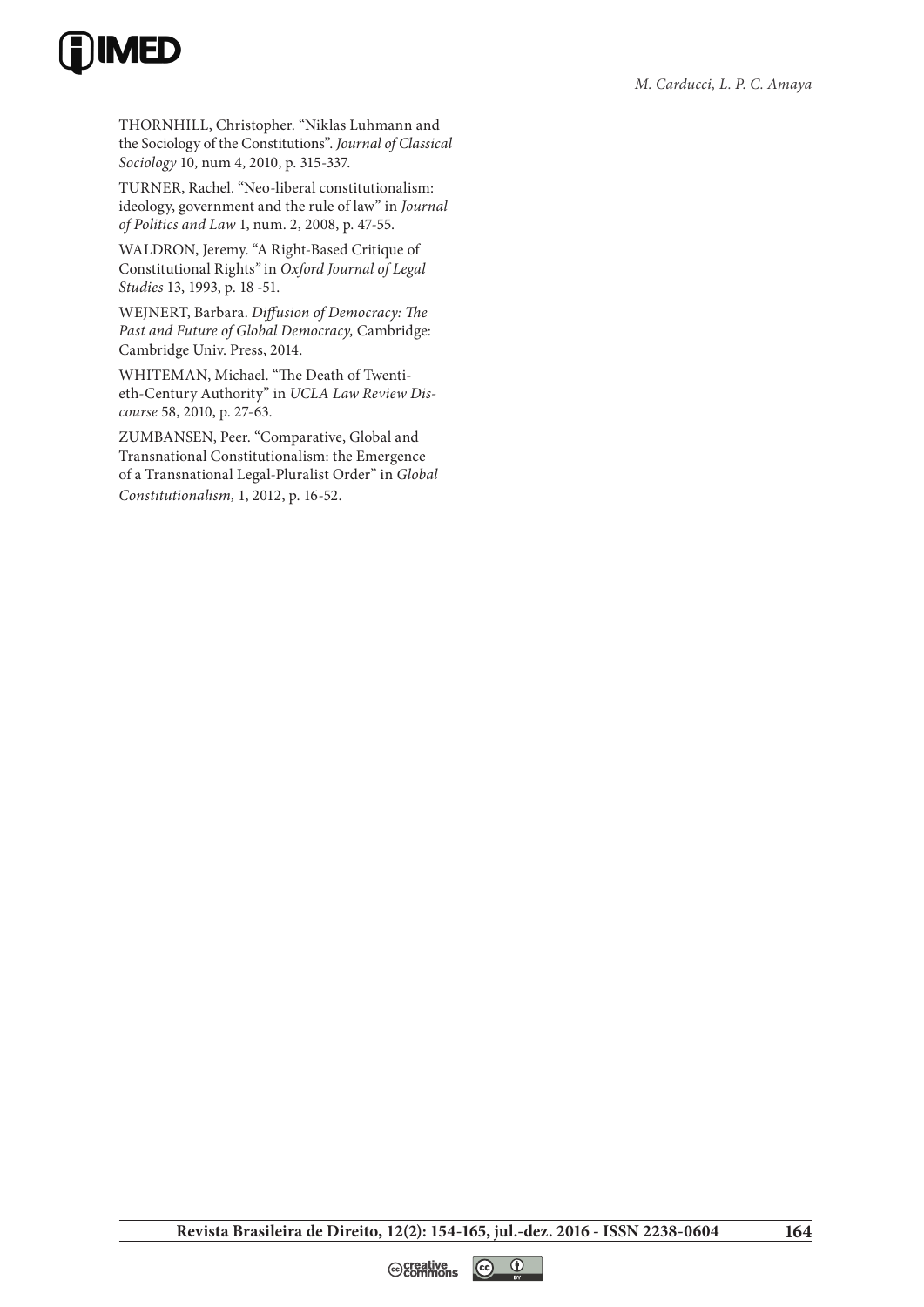THORNHILL, Christopher. "Niklas Luhmann and the Sociology of the Constitutions". *Journal of Classical Sociology* 10, num 4, 2010, p. 315-337.

TURNER, Rachel. "Neo-liberal constitutionalism: ideology, government and the rule of law" in *Journal of Politics and Law* 1, num. 2, 2008, p. 47-55.

WALDRON, Jeremy. "A Right-Based Critique of Constitutional Rights" in *Oxford Journal of Legal Studies* 13, 1993, p. 18 -51.

WEJNERT, Barbara. *Diffusion of Democracy: The Past and Future of Global Democracy,* Cambridge: Cambridge Univ. Press, 2014.

WHITEMAN, Michael. "The Death of Twentieth-Century Authority" in *UCLA Law Review Discourse* 58, 2010, p. 27-63.

ZUMBANSEN, Peer. "Comparative, Global and Transnational Constitutionalism: the Emergence of a Transnational Legal-Pluralist Order" in *Global Constitutionalism,* 1, 2012, p. 16-52.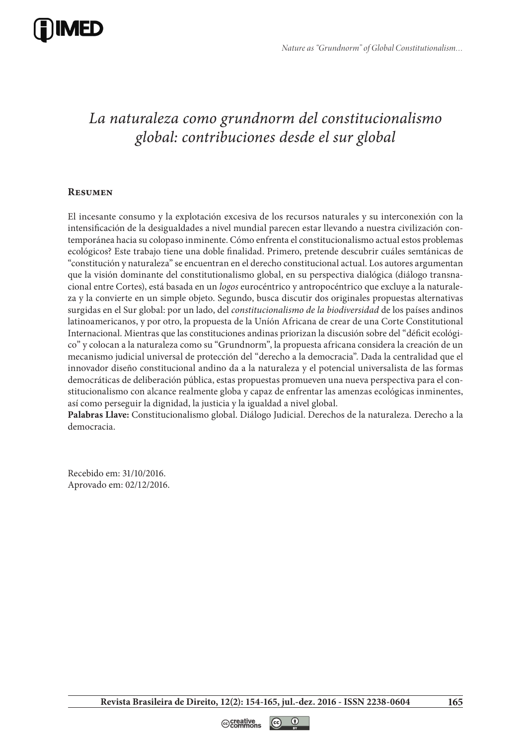# *La naturaleza como grundnorm del constitucionalismo global: contribuciones desde el sur global*

## Resumen

El incesante consumo y la explotación excesiva de los recursos naturales y su interconexión con la intensificación de la desigualdades a nivel mundial parecen estar llevando a nuestra civilización contemporánea hacia su colopaso inminente. Cómo enfrenta el constitucionalismo actual estos problemas ecológicos? Este trabajo tiene una doble finalidad. Primero, pretende descubrir cuáles semtánicas de "constitución y naturaleza" se encuentran en el derecho constitucional actual. Los autores argumentan que la visión dominante del constitutionalismo global, en su perspectiva dialógica (diálogo transnacional entre Cortes), está basada en un *logos* eurocéntrico y antropocéntrico que excluye a la naturaleza y la convierte en un simple objeto. Segundo, busca discutir dos originales propuestas alternativas surgidas en el Sur global: por un lado, del *constitucionalismo de la biodiversidad* de los países andinos latinoamericanos, y por otro, la propuesta de la Unión Africana de crear de una Corte Constitutional Internacional. Mientras que las constituciones andinas priorizan la discusión sobre del "déficit ecológico" y colocan a la naturaleza como su "Grundnorm", la propuesta africana considera la creación de un mecanismo judicial universal de protección del "derecho a la democracia". Dada la centralidad que el innovador diseño constitucional andino da a la naturaleza y el potencial universalista de las formas democráticas de deliberación pública, estas propuestas promueven una nueva perspectiva para el constitucionalismo con alcance realmente globa y capaz de enfrentar las amenzas ecológicas inminentes, así como perseguir la dignidad, la justicia y la igualdad a nivel global.

**Palabras Llave:** Constitucionalismo global. Diálogo Judicial. Derechos de la naturaleza. Derecho a la democracia.

Recebido em: 31/10/2016.
Aprovado em: 02/12/2016.